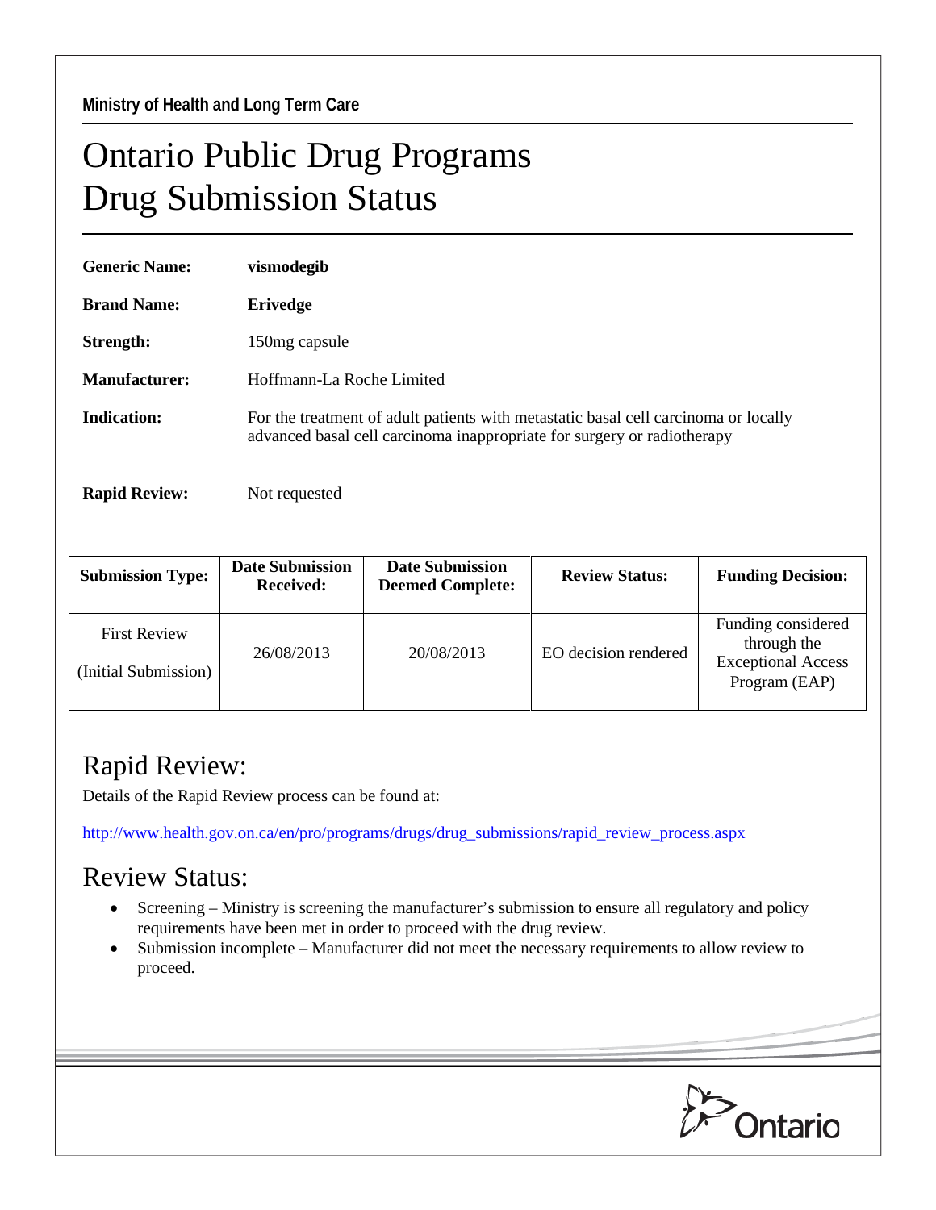Ministry of Health and Long Term Care

# Ontario Public Drug Programs
# Drug Submission Status

**Generic Name:** **vismodegib**

**Brand Name:** **Erivedge**

**Strength:** 150mg capsule

**Manufacturer:** Hoffmann-La Roche Limited

**Indication:** For the treatment of adult patients with metastatic basal cell carcinoma or locally advanced basal cell carcinoma inappropriate for surgery or radiotherapy

**Rapid Review:** Not requested

| Submission Type: | Date Submission Received: | Date Submission Deemed Complete: | Review Status: | Funding Decision: |
|---|---|---|---|---|
| First Review (Initial Submission) | 26/08/2013 | 20/08/2013 | EO decision rendered | Funding considered through the Exceptional Access Program (EAP) |

## Rapid Review:

Details of the Rapid Review process can be found at:

http://www.health.gov.on.ca/en/pro/programs/drugs/drug_submissions/rapid_review_process.aspx

## Review Status:

- Screening – Ministry is screening the manufacturer's submission to ensure all regulatory and policy requirements have been met in order to proceed with the drug review.
- Submission incomplete – Manufacturer did not meet the necessary requirements to allow review to proceed.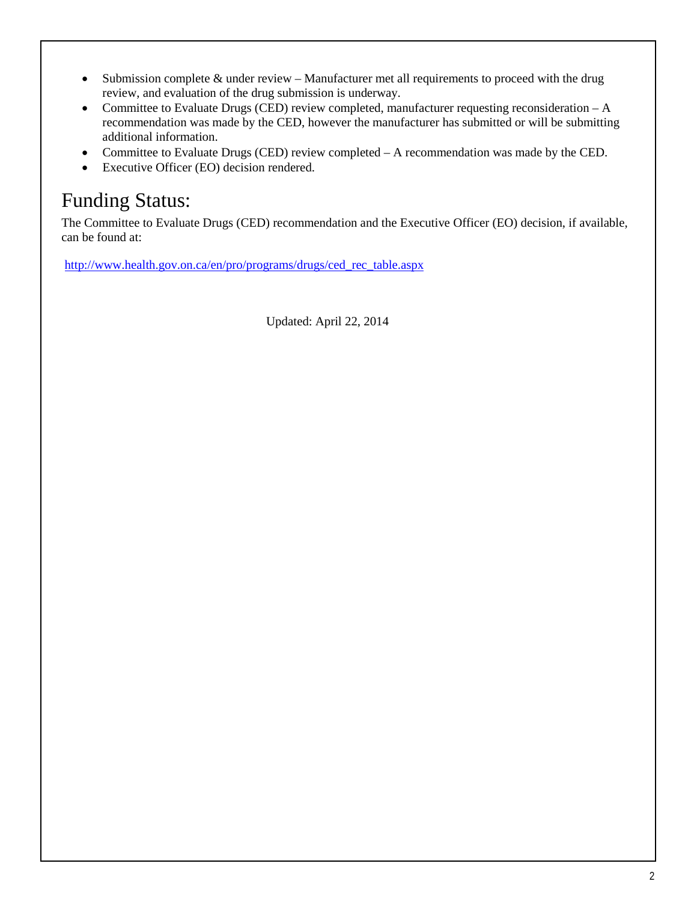- Submission complete & under review – Manufacturer met all requirements to proceed with the drug review, and evaluation of the drug submission is underway.
- Committee to Evaluate Drugs (CED) review completed, manufacturer requesting reconsideration – A recommendation was made by the CED, however the manufacturer has submitted or will be submitting additional information.
- Committee to Evaluate Drugs (CED) review completed – A recommendation was made by the CED.
- Executive Officer (EO) decision rendered.

# Funding Status:

The Committee to Evaluate Drugs (CED) recommendation and the Executive Officer (EO) decision, if available, can be found at:

http://www.health.gov.on.ca/en/pro/programs/drugs/ced_rec_table.aspx

Updated: April 22, 2014